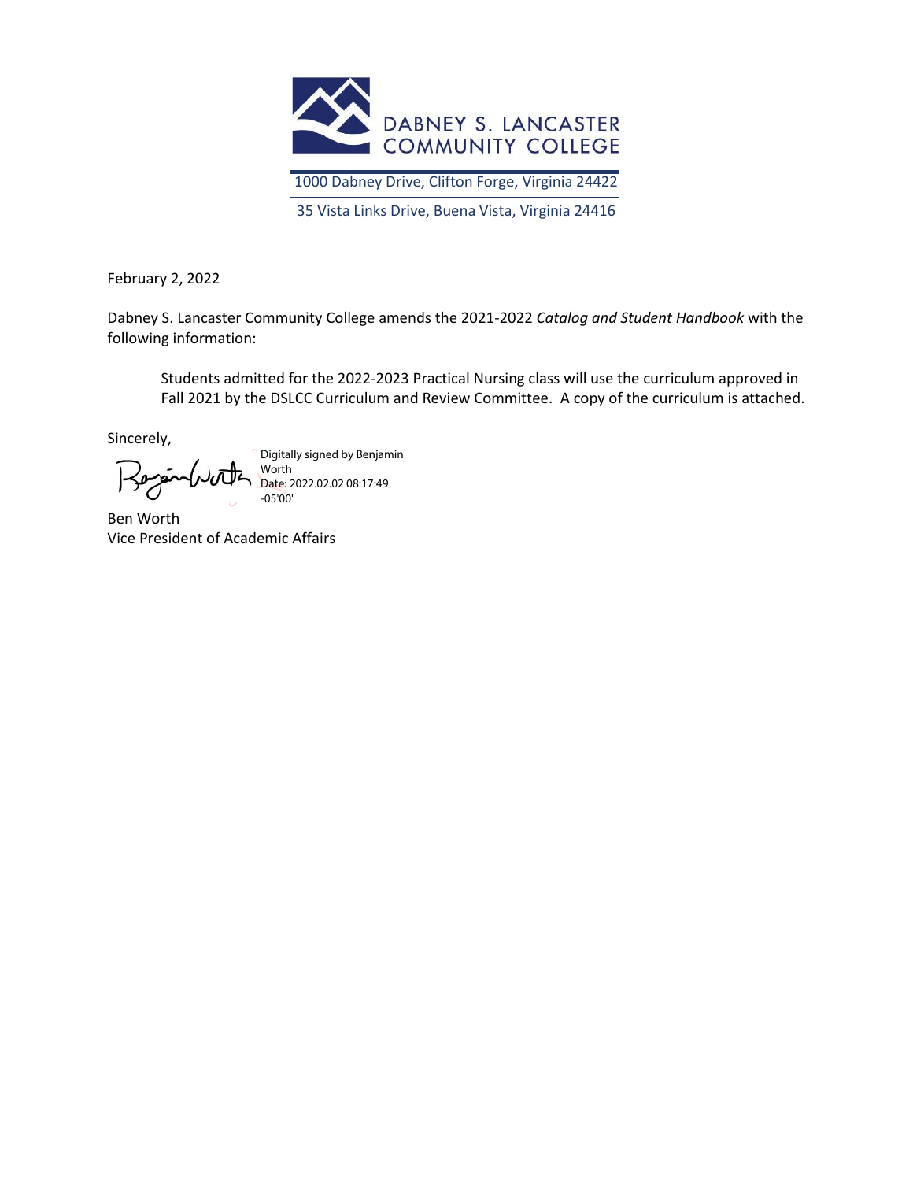DABNEY S. LANCASTER COMMUNITY COLLEGE

1000 Dabney Drive, Clifton Forge, Virginia 24422

35 Vista Links Drive, Buena Vista, Virginia 24416

February 2, 2022

Dabney S. Lancaster Community College amends the 2021-2022 *Catalog and Student Handbook* with the following information:

> Students admitted for the 2022-2023 Practical Nursing class will use the curriculum approved in Fall 2021 by the DSLCC Curriculum and Review Committee. A copy of the curriculum is attached.

Sincerely,

Digitally signed by Benjamin Worth
Date: 2022.02.02 08:17:49 -05'00'

Ben Worth
Vice President of Academic Affairs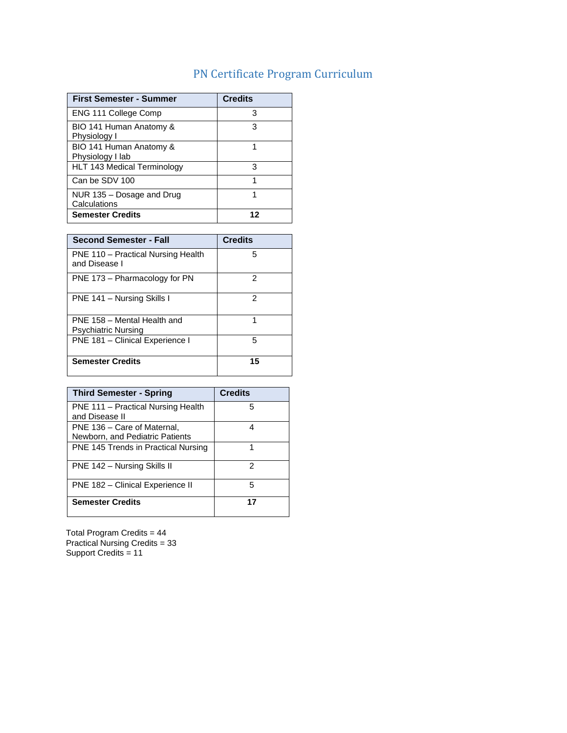# PN Certificate Program Curriculum

| First Semester - Summer | Credits |
| --- | --- |
| ENG 111 College Comp | 3 |
| BIO 141 Human Anatomy & Physiology I | 3 |
| BIO 141 Human Anatomy & Physiology I lab | 1 |
| HLT 143 Medical Terminology | 3 |
| Can be SDV 100 | 1 |
| NUR 135 – Dosage and Drug Calculations | 1 |
| **Semester Credits** | **12** |

| Second Semester - Fall | Credits |
| --- | --- |
| PNE 110 – Practical Nursing Health and Disease I | 5 |
| PNE 173 – Pharmacology for PN | 2 |
| PNE 141 – Nursing Skills I | 2 |
| PNE 158 – Mental Health and Psychiatric Nursing | 1 |
| PNE 181 – Clinical Experience I | 5 |
| **Semester Credits** | **15** |

| Third Semester - Spring | Credits |
| --- | --- |
| PNE 111 – Practical Nursing Health and Disease II | 5 |
| PNE 136 – Care of Maternal, Newborn, and Pediatric Patients | 4 |
| PNE 145 Trends in Practical Nursing | 1 |
| PNE 142 – Nursing Skills II | 2 |
| PNE 182 – Clinical Experience II | 5 |
| **Semester Credits** | **17** |

Total Program Credits = 44
Practical Nursing Credits = 33
Support Credits = 11